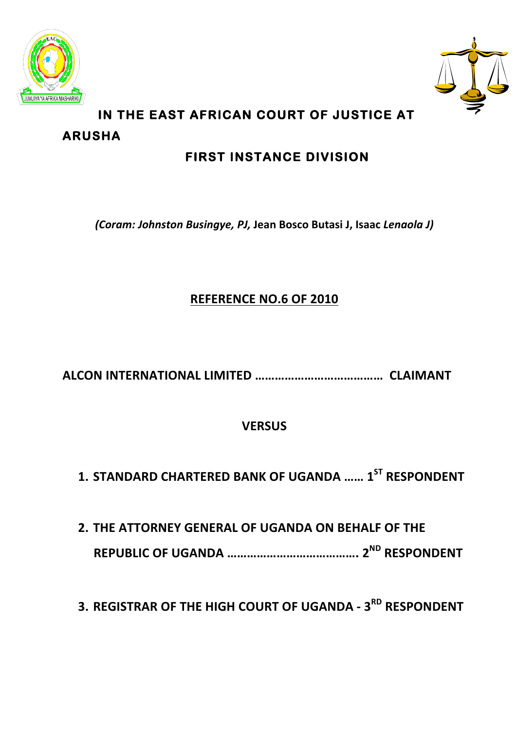# IN THE EAST AFRICAN COURT OF JUSTICE AT ARUSHA

## FIRST INSTANCE DIVISION

*(Coram: Johnston Busingye, PJ,* **Jean Bosco Butasi J, Isaac** *Lenaola J)*

**REFERENCE NO.6 OF 2010**

**ALCON INTERNATIONAL LIMITED ……………………………… CLAIMANT**

**VERSUS**

1. **STANDARD CHARTERED BANK OF UGANDA …… 1ST RESPONDENT**
2. **THE ATTORNEY GENERAL OF UGANDA ON BEHALF OF THE REPUBLIC OF UGANDA ………………………………. 2ND RESPONDENT**
3. **REGISTRAR OF THE HIGH COURT OF UGANDA - 3RD RESPONDENT**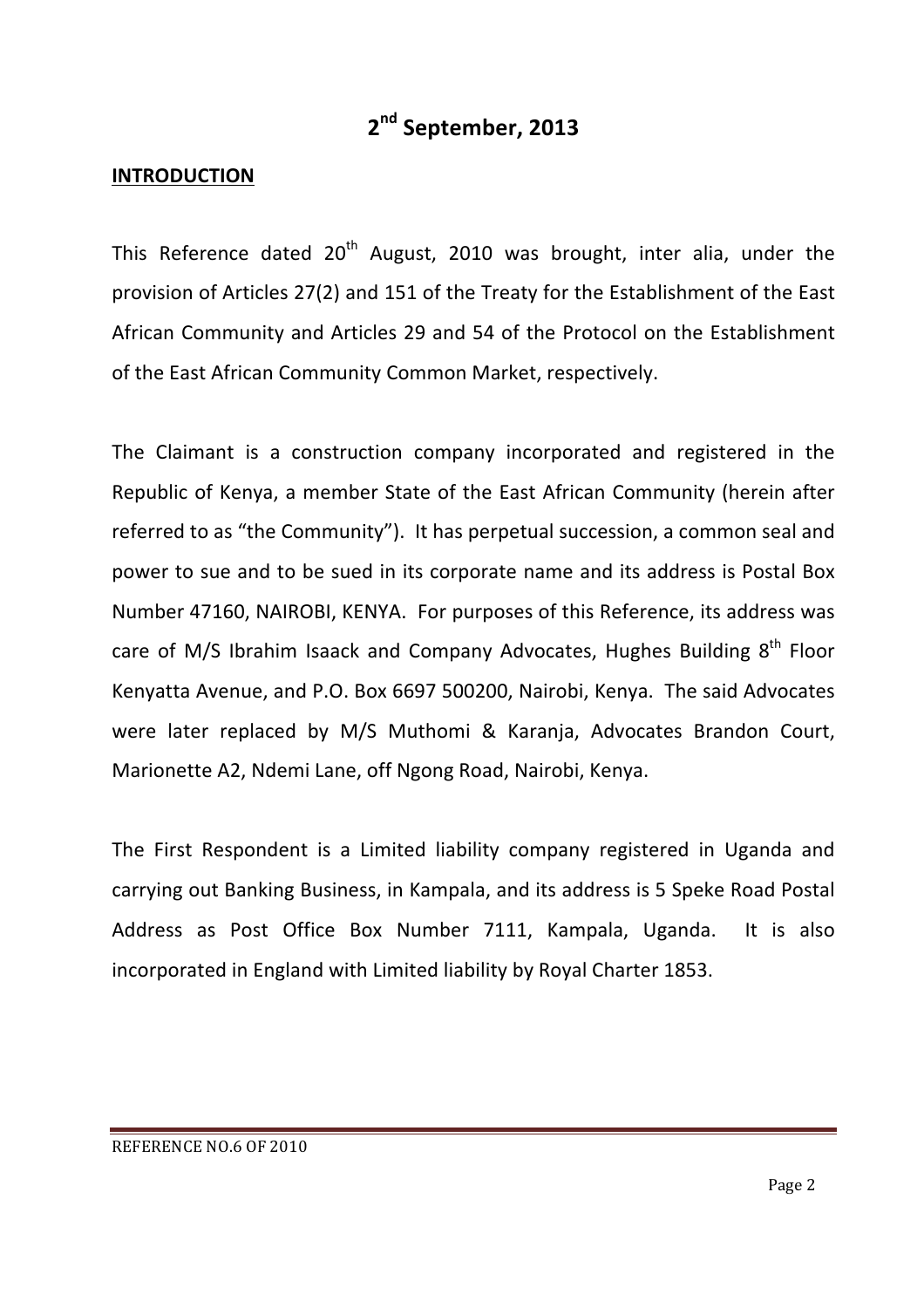## 2nd September, 2013

**INTRODUCTION**

This Reference dated 20th August, 2010 was brought, inter alia, under the provision of Articles 27(2) and 151 of the Treaty for the Establishment of the East African Community and Articles 29 and 54 of the Protocol on the Establishment of the East African Community Common Market, respectively.

The Claimant is a construction company incorporated and registered in the Republic of Kenya, a member State of the East African Community (herein after referred to as "the Community"). It has perpetual succession, a common seal and power to sue and to be sued in its corporate name and its address is Postal Box Number 47160, NAIROBI, KENYA. For purposes of this Reference, its address was care of M/S Ibrahim Isaack and Company Advocates, Hughes Building 8th Floor Kenyatta Avenue, and P.O. Box 6697 500200, Nairobi, Kenya. The said Advocates were later replaced by M/S Muthomi & Karanja, Advocates Brandon Court, Marionette A2, Ndemi Lane, off Ngong Road, Nairobi, Kenya.

The First Respondent is a Limited liability company registered in Uganda and carrying out Banking Business, in Kampala, and its address is 5 Speke Road Postal Address as Post Office Box Number 7111, Kampala, Uganda. It is also incorporated in England with Limited liability by Royal Charter 1853.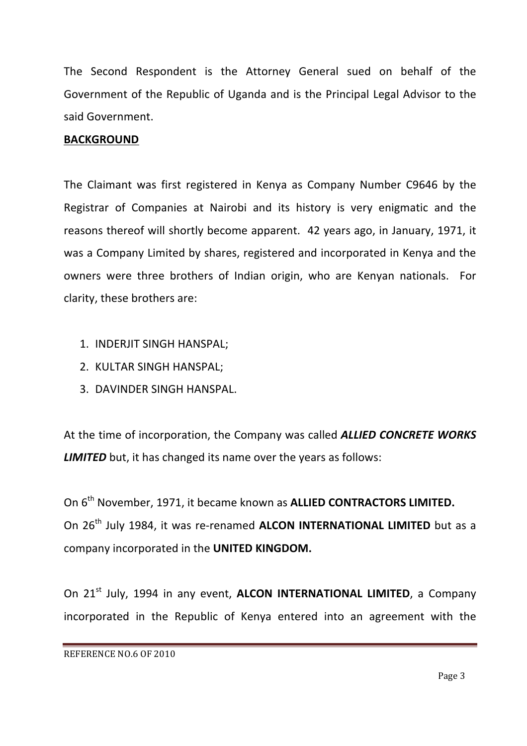The Second Respondent is the Attorney General sued on behalf of the Government of the Republic of Uganda and is the Principal Legal Advisor to the said Government.

**BACKGROUND**

The Claimant was first registered in Kenya as Company Number C9646 by the Registrar of Companies at Nairobi and its history is very enigmatic and the reasons thereof will shortly become apparent. 42 years ago, in January, 1971, it was a Company Limited by shares, registered and incorporated in Kenya and the owners were three brothers of Indian origin, who are Kenyan nationals. For clarity, these brothers are:

1. INDERJIT SINGH HANSPAL;
2. KULTAR SINGH HANSPAL;
3. DAVINDER SINGH HANSPAL.

At the time of incorporation, the Company was called ***ALLIED CONCRETE WORKS LIMITED*** but, it has changed its name over the years as follows:

On 6th November, 1971, it became known as **ALLIED CONTRACTORS LIMITED.**
On 26th July 1984, it was re-renamed **ALCON INTERNATIONAL LIMITED** but as a company incorporated in the **UNITED KINGDOM.**

On 21st July, 1994 in any event, **ALCON INTERNATIONAL LIMITED**, a Company incorporated in the Republic of Kenya entered into an agreement with the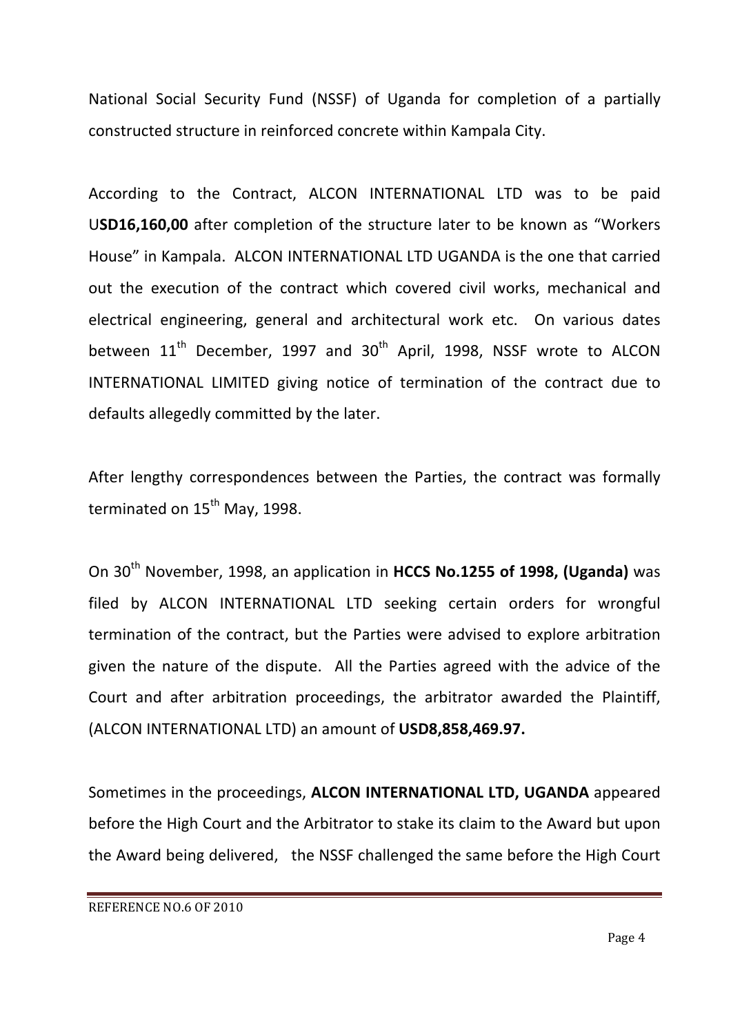National Social Security Fund (NSSF) of Uganda for completion of a partially constructed structure in reinforced concrete within Kampala City.

According to the Contract, ALCON INTERNATIONAL LTD was to be paid U**SD16,160,00** after completion of the structure later to be known as "Workers House" in Kampala. ALCON INTERNATIONAL LTD UGANDA is the one that carried out the execution of the contract which covered civil works, mechanical and electrical engineering, general and architectural work etc. On various dates between 11th December, 1997 and 30th April, 1998, NSSF wrote to ALCON INTERNATIONAL LIMITED giving notice of termination of the contract due to defaults allegedly committed by the later.

After lengthy correspondences between the Parties, the contract was formally terminated on 15th May, 1998.

On 30th November, 1998, an application in **HCCS No.1255 of 1998, (Uganda)** was filed by ALCON INTERNATIONAL LTD seeking certain orders for wrongful termination of the contract, but the Parties were advised to explore arbitration given the nature of the dispute. All the Parties agreed with the advice of the Court and after arbitration proceedings, the arbitrator awarded the Plaintiff, (ALCON INTERNATIONAL LTD) an amount of **USD8,858,469.97.**

Sometimes in the proceedings, **ALCON INTERNATIONAL LTD, UGANDA** appeared before the High Court and the Arbitrator to stake its claim to the Award but upon the Award being delivered, the NSSF challenged the same before the High Court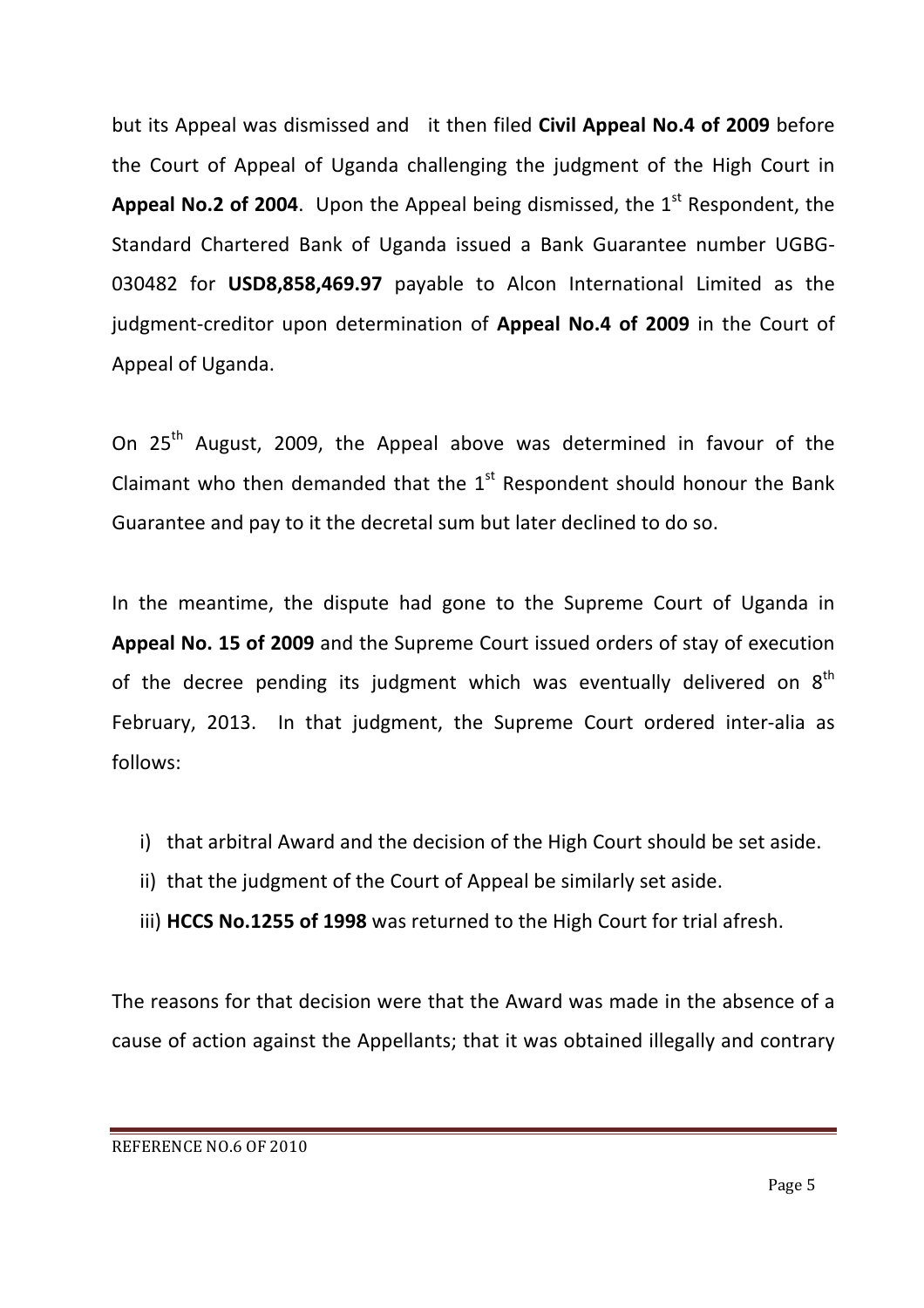but its Appeal was dismissed and it then filed **Civil Appeal No.4 of 2009** before the Court of Appeal of Uganda challenging the judgment of the High Court in **Appeal No.2 of 2004**. Upon the Appeal being dismissed, the 1st Respondent, the Standard Chartered Bank of Uganda issued a Bank Guarantee number UGBG-030482 for **USD8,858,469.97** payable to Alcon International Limited as the judgment-creditor upon determination of **Appeal No.4 of 2009** in the Court of Appeal of Uganda.

On 25th August, 2009, the Appeal above was determined in favour of the Claimant who then demanded that the 1st Respondent should honour the Bank Guarantee and pay to it the decretal sum but later declined to do so.

In the meantime, the dispute had gone to the Supreme Court of Uganda in **Appeal No. 15 of 2009** and the Supreme Court issued orders of stay of execution of the decree pending its judgment which was eventually delivered on 8th February, 2013. In that judgment, the Supreme Court ordered inter-alia as follows:

i) that arbitral Award and the decision of the High Court should be set aside.
ii) that the judgment of the Court of Appeal be similarly set aside.
iii) **HCCS No.1255 of 1998** was returned to the High Court for trial afresh.

The reasons for that decision were that the Award was made in the absence of a cause of action against the Appellants; that it was obtained illegally and contrary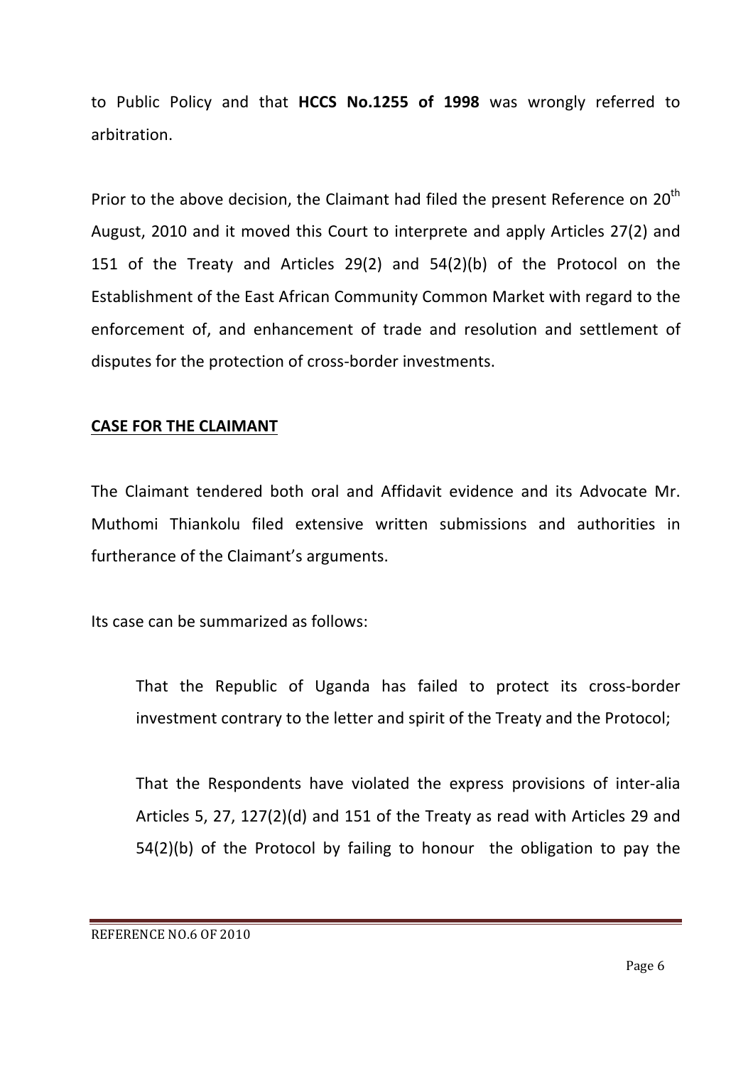to Public Policy and that **HCCS No.1255 of 1998** was wrongly referred to arbitration.

Prior to the above decision, the Claimant had filed the present Reference on 20th August, 2010 and it moved this Court to interprete and apply Articles 27(2) and 151 of the Treaty and Articles 29(2) and 54(2)(b) of the Protocol on the Establishment of the East African Community Common Market with regard to the enforcement of, and enhancement of trade and resolution and settlement of disputes for the protection of cross-border investments.

**CASE FOR THE CLAIMANT**

The Claimant tendered both oral and Affidavit evidence and its Advocate Mr. Muthomi Thiankolu filed extensive written submissions and authorities in furtherance of the Claimant's arguments.

Its case can be summarized as follows:

> That the Republic of Uganda has failed to protect its cross-border investment contrary to the letter and spirit of the Treaty and the Protocol;
>
> That the Respondents have violated the express provisions of inter-alia Articles 5, 27, 127(2)(d) and 151 of the Treaty as read with Articles 29 and 54(2)(b) of the Protocol by failing to honour the obligation to pay the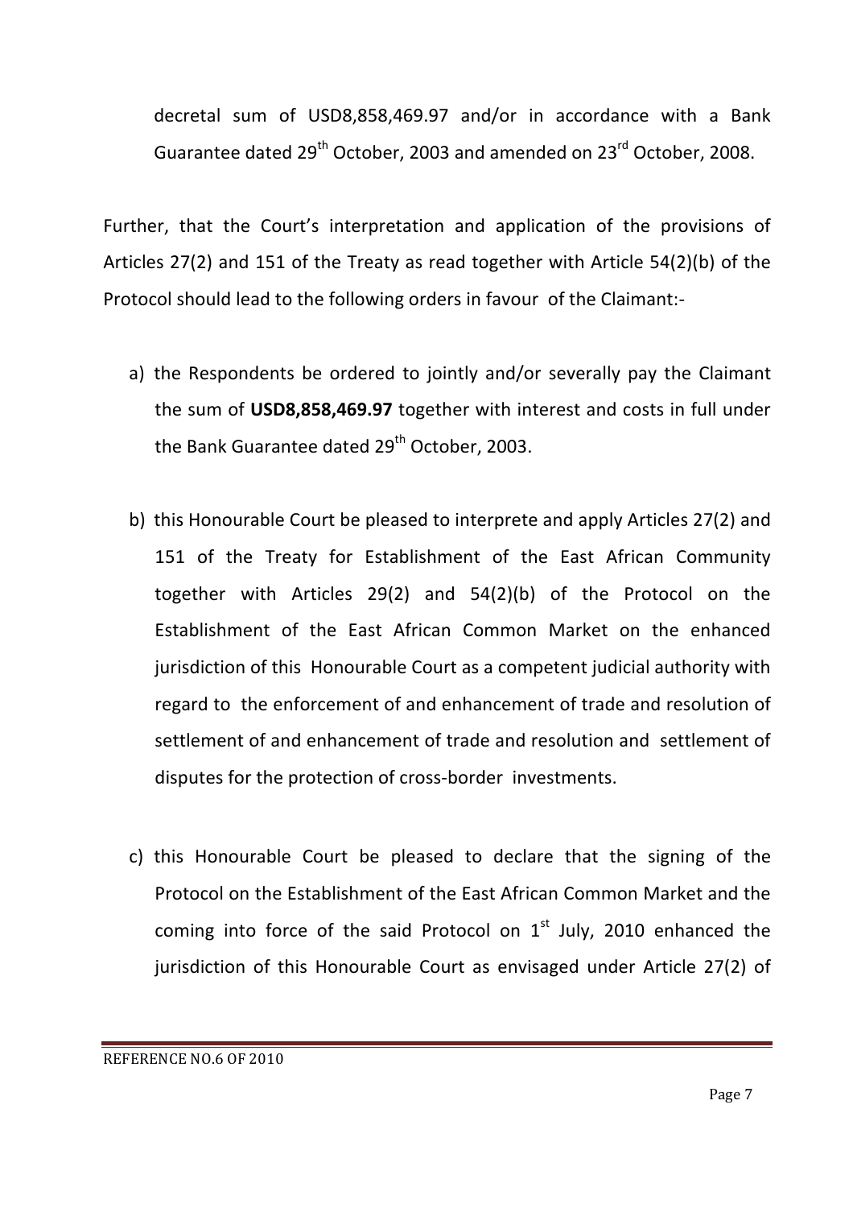decretal sum of USD8,858,469.97 and/or in accordance with a Bank Guarantee dated 29th October, 2003 and amended on 23rd October, 2008.

Further, that the Court's interpretation and application of the provisions of Articles 27(2) and 151 of the Treaty as read together with Article 54(2)(b) of the Protocol should lead to the following orders in favour of the Claimant:-

a) the Respondents be ordered to jointly and/or severally pay the Claimant the sum of **USD8,858,469.97** together with interest and costs in full under the Bank Guarantee dated 29th October, 2003.

b) this Honourable Court be pleased to interprete and apply Articles 27(2) and 151 of the Treaty for Establishment of the East African Community together with Articles 29(2) and 54(2)(b) of the Protocol on the Establishment of the East African Common Market on the enhanced jurisdiction of this Honourable Court as a competent judicial authority with regard to the enforcement of and enhancement of trade and resolution of settlement of and enhancement of trade and resolution and settlement of disputes for the protection of cross-border investments.

c) this Honourable Court be pleased to declare that the signing of the Protocol on the Establishment of the East African Common Market and the coming into force of the said Protocol on 1st July, 2010 enhanced the jurisdiction of this Honourable Court as envisaged under Article 27(2) of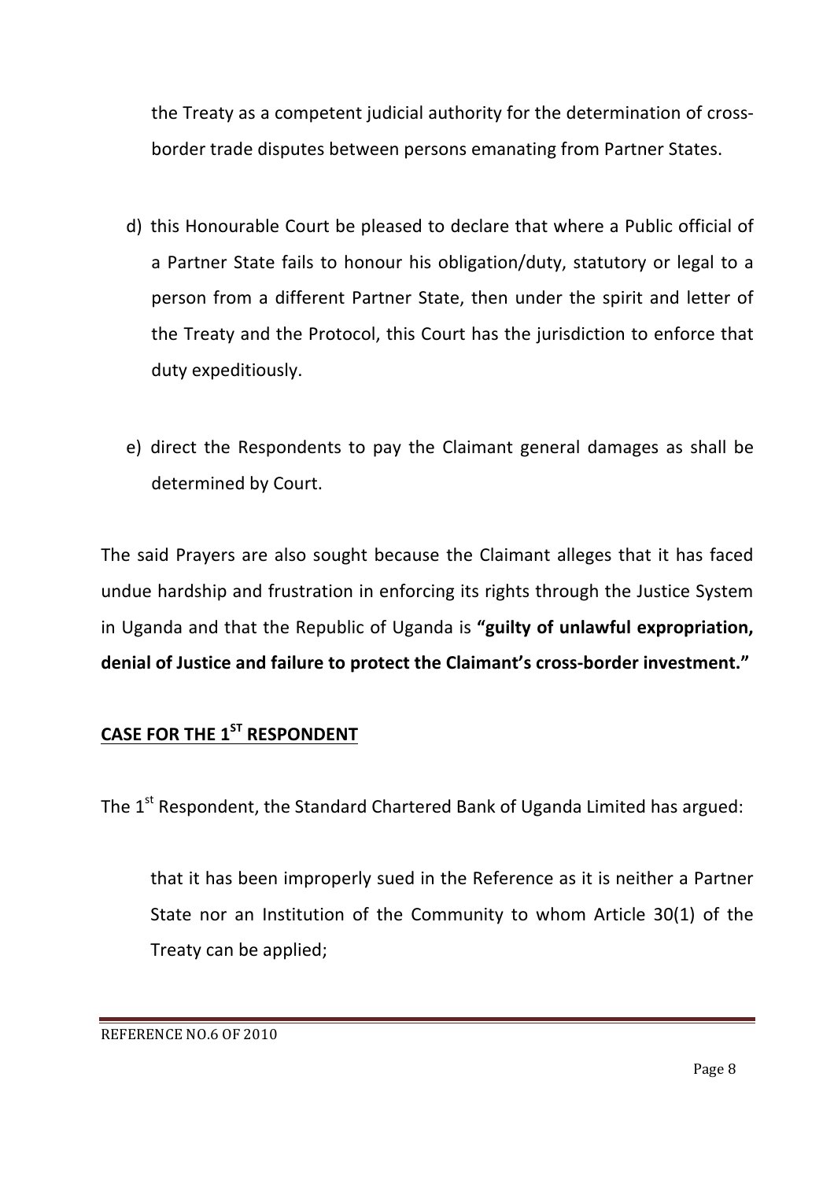the Treaty as a competent judicial authority for the determination of cross-border trade disputes between persons emanating from Partner States.

d) this Honourable Court be pleased to declare that where a Public official of a Partner State fails to honour his obligation/duty, statutory or legal to a person from a different Partner State, then under the spirit and letter of the Treaty and the Protocol, this Court has the jurisdiction to enforce that duty expeditiously.

e) direct the Respondents to pay the Claimant general damages as shall be determined by Court.

The said Prayers are also sought because the Claimant alleges that it has faced undue hardship and frustration in enforcing its rights through the Justice System in Uganda and that the Republic of Uganda is **"guilty of unlawful expropriation, denial of Justice and failure to protect the Claimant's cross-border investment."**

## CASE FOR THE 1ST RESPONDENT

The 1st Respondent, the Standard Chartered Bank of Uganda Limited has argued:

that it has been improperly sued in the Reference as it is neither a Partner State nor an Institution of the Community to whom Article 30(1) of the Treaty can be applied;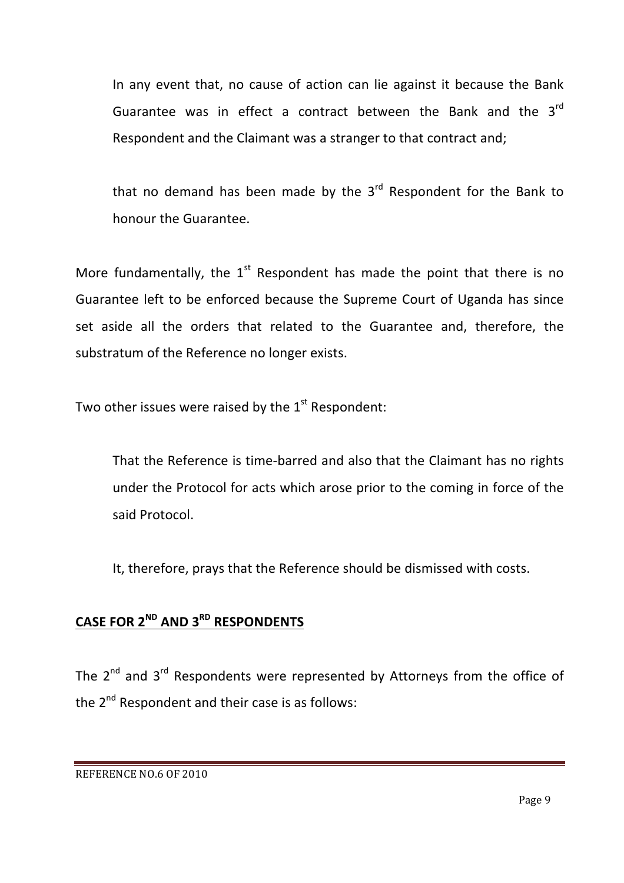In any event that, no cause of action can lie against it because the Bank Guarantee was in effect a contract between the Bank and the 3rd Respondent and the Claimant was a stranger to that contract and;

that no demand has been made by the 3rd Respondent for the Bank to honour the Guarantee.

More fundamentally, the 1st Respondent has made the point that there is no Guarantee left to be enforced because the Supreme Court of Uganda has since set aside all the orders that related to the Guarantee and, therefore, the substratum of the Reference no longer exists.

Two other issues were raised by the 1st Respondent:

That the Reference is time-barred and also that the Claimant has no rights under the Protocol for acts which arose prior to the coming in force of the said Protocol.

It, therefore, prays that the Reference should be dismissed with costs.

## CASE FOR 2ND AND 3RD RESPONDENTS

The 2nd and 3rd Respondents were represented by Attorneys from the office of the 2nd Respondent and their case is as follows: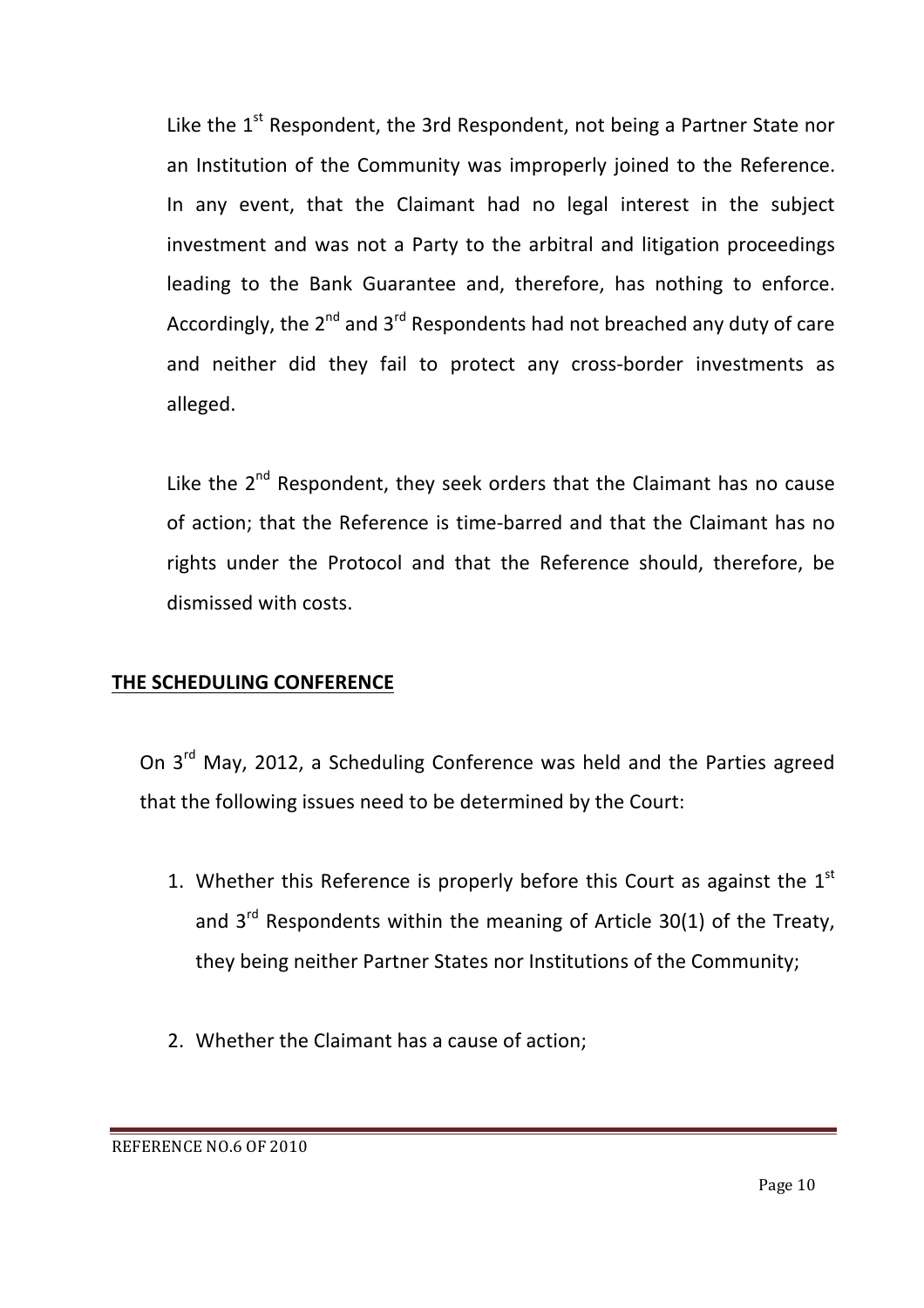Like the 1st Respondent, the 3rd Respondent, not being a Partner State nor an Institution of the Community was improperly joined to the Reference. In any event, that the Claimant had no legal interest in the subject investment and was not a Party to the arbitral and litigation proceedings leading to the Bank Guarantee and, therefore, has nothing to enforce. Accordingly, the 2nd and 3rd Respondents had not breached any duty of care and neither did they fail to protect any cross-border investments as alleged.

Like the 2nd Respondent, they seek orders that the Claimant has no cause of action; that the Reference is time-barred and that the Claimant has no rights under the Protocol and that the Reference should, therefore, be dismissed with costs.

## **THE SCHEDULING CONFERENCE**

On 3rd May, 2012, a Scheduling Conference was held and the Parties agreed that the following issues need to be determined by the Court:

1. Whether this Reference is properly before this Court as against the 1st and 3rd Respondents within the meaning of Article 30(1) of the Treaty, they being neither Partner States nor Institutions of the Community;
2. Whether the Claimant has a cause of action;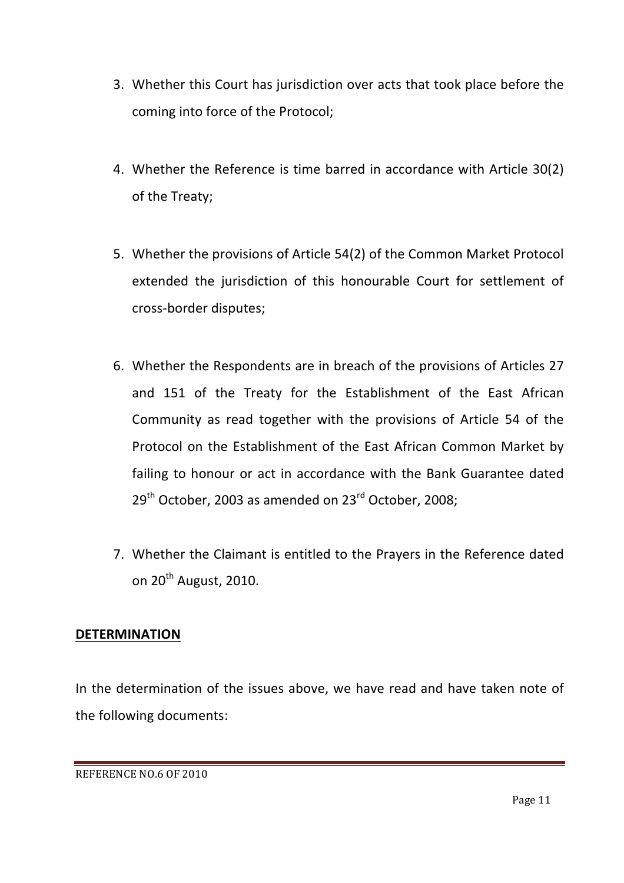3. Whether this Court has jurisdiction over acts that took place before the coming into force of the Protocol;

4. Whether the Reference is time barred in accordance with Article 30(2) of the Treaty;

5. Whether the provisions of Article 54(2) of the Common Market Protocol extended the jurisdiction of this honourable Court for settlement of cross-border disputes;

6. Whether the Respondents are in breach of the provisions of Articles 27 and 151 of the Treaty for the Establishment of the East African Community as read together with the provisions of Article 54 of the Protocol on the Establishment of the East African Common Market by failing to honour or act in accordance with the Bank Guarantee dated 29th October, 2003 as amended on 23rd October, 2008;

7. Whether the Claimant is entitled to the Prayers in the Reference dated on 20th August, 2010.

**DETERMINATION**

In the determination of the issues above, we have read and have taken note of the following documents: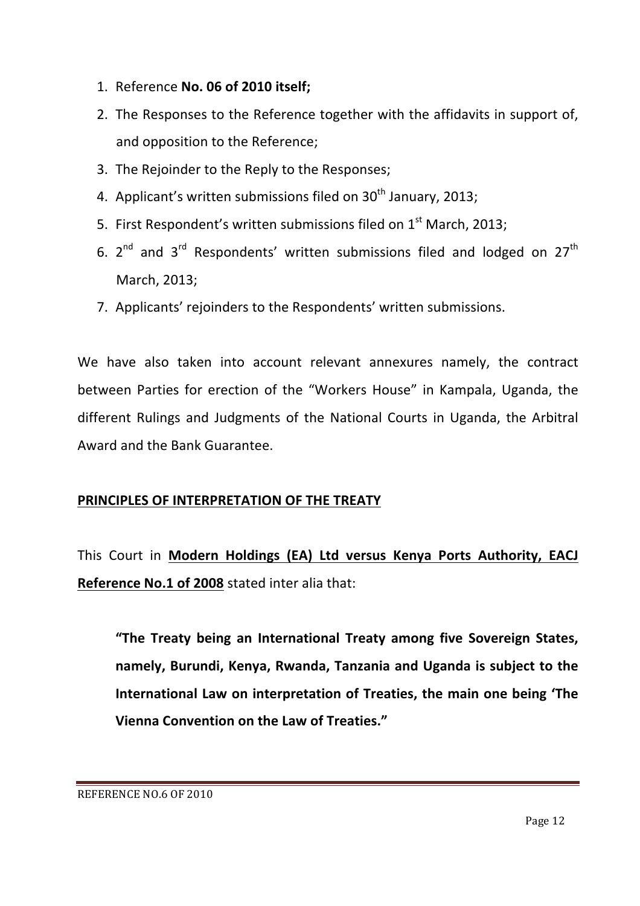1. Reference **No. 06 of 2010 itself;**
2. The Responses to the Reference together with the affidavits in support of, and opposition to the Reference;
3. The Rejoinder to the Reply to the Responses;
4. Applicant's written submissions filed on 30th January, 2013;
5. First Respondent's written submissions filed on 1st March, 2013;
6. 2nd and 3rd Respondents' written submissions filed and lodged on 27th March, 2013;
7. Applicants' rejoinders to the Respondents' written submissions.

We have also taken into account relevant annexures namely, the contract between Parties for erection of the "Workers House" in Kampala, Uganda, the different Rulings and Judgments of the National Courts in Uganda, the Arbitral Award and the Bank Guarantee.

## PRINCIPLES OF INTERPRETATION OF THE TREATY

This Court in **Modern Holdings (EA) Ltd versus Kenya Ports Authority, EACJ Reference No.1 of 2008** stated inter alia that:

> **"The Treaty being an International Treaty among five Sovereign States, namely, Burundi, Kenya, Rwanda, Tanzania and Uganda is subject to the International Law on interpretation of Treaties, the main one being 'The Vienna Convention on the Law of Treaties."**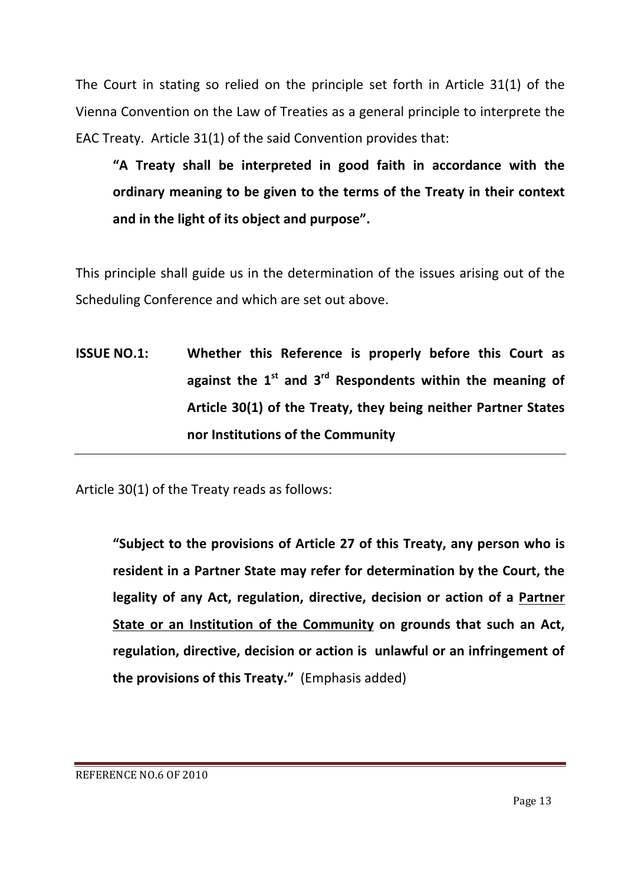The Court in stating so relied on the principle set forth in Article 31(1) of the Vienna Convention on the Law of Treaties as a general principle to interprete the EAC Treaty. Article 31(1) of the said Convention provides that:

> **"A Treaty shall be interpreted in good faith in accordance with the ordinary meaning to be given to the terms of the Treaty in their context and in the light of its object and purpose".**

This principle shall guide us in the determination of the issues arising out of the Scheduling Conference and which are set out above.

**ISSUE NO.1: Whether this Reference is properly before this Court as against the 1st and 3rd Respondents within the meaning of Article 30(1) of the Treaty, they being neither Partner States nor Institutions of the Community**

Article 30(1) of the Treaty reads as follows:

> **"Subject to the provisions of Article 27 of this Treaty, any person who is resident in a Partner State may refer for determination by the Court, the legality of any Act, regulation, directive, decision or action of a <u>Partner State or an Institution of the Community</u> on grounds that such an Act, regulation, directive, decision or action is unlawful or an infringement of the provisions of this Treaty."** (Emphasis added)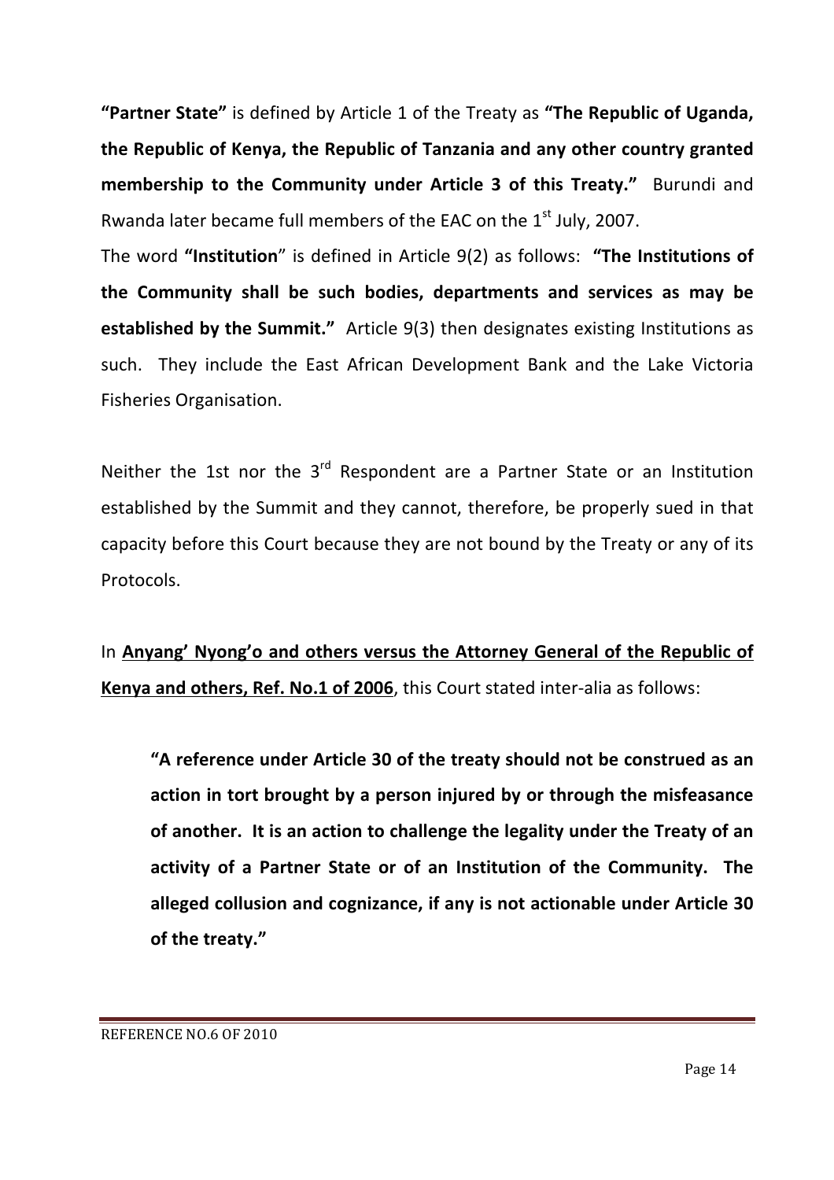**"Partner State"** is defined by Article 1 of the Treaty as **"The Republic of Uganda, the Republic of Kenya, the Republic of Tanzania and any other country granted membership to the Community under Article 3 of this Treaty."** Burundi and Rwanda later became full members of the EAC on the 1st July, 2007.

The word **"Institution"** is defined in Article 9(2) as follows: **"The Institutions of the Community shall be such bodies, departments and services as may be established by the Summit."** Article 9(3) then designates existing Institutions as such. They include the East African Development Bank and the Lake Victoria Fisheries Organisation.

Neither the 1st nor the 3rd Respondent are a Partner State or an Institution established by the Summit and they cannot, therefore, be properly sued in that capacity before this Court because they are not bound by the Treaty or any of its Protocols.

In **Anyang' Nyong'o and others versus the Attorney General of the Republic of Kenya and others, Ref. No.1 of 2006**, this Court stated inter-alia as follows:

> **"A reference under Article 30 of the treaty should not be construed as an action in tort brought by a person injured by or through the misfeasance of another. It is an action to challenge the legality under the Treaty of an activity of a Partner State or of an Institution of the Community. The alleged collusion and cognizance, if any is not actionable under Article 30 of the treaty."**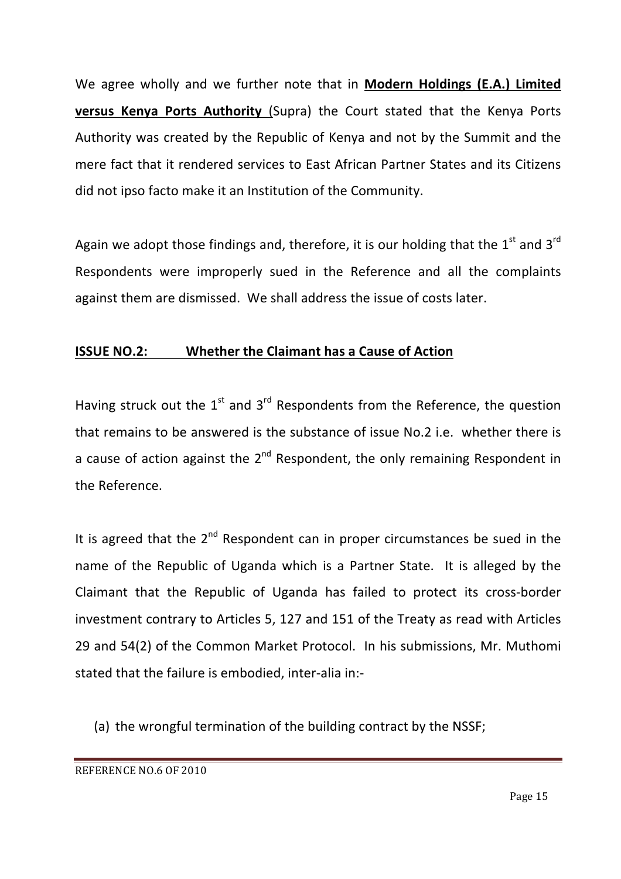We agree wholly and we further note that in **Modern Holdings (E.A.) Limited versus Kenya Ports Authority** (Supra) the Court stated that the Kenya Ports Authority was created by the Republic of Kenya and not by the Summit and the mere fact that it rendered services to East African Partner States and its Citizens did not ipso facto make it an Institution of the Community.

Again we adopt those findings and, therefore, it is our holding that the 1st and 3rd Respondents were improperly sued in the Reference and all the complaints against them are dismissed. We shall address the issue of costs later.

**ISSUE NO.2: Whether the Claimant has a Cause of Action**

Having struck out the 1st and 3rd Respondents from the Reference, the question that remains to be answered is the substance of issue No.2 i.e. whether there is a cause of action against the 2nd Respondent, the only remaining Respondent in the Reference.

It is agreed that the 2nd Respondent can in proper circumstances be sued in the name of the Republic of Uganda which is a Partner State. It is alleged by the Claimant that the Republic of Uganda has failed to protect its cross-border investment contrary to Articles 5, 127 and 151 of the Treaty as read with Articles 29 and 54(2) of the Common Market Protocol. In his submissions, Mr. Muthomi stated that the failure is embodied, inter-alia in:-

(a) the wrongful termination of the building contract by the NSSF;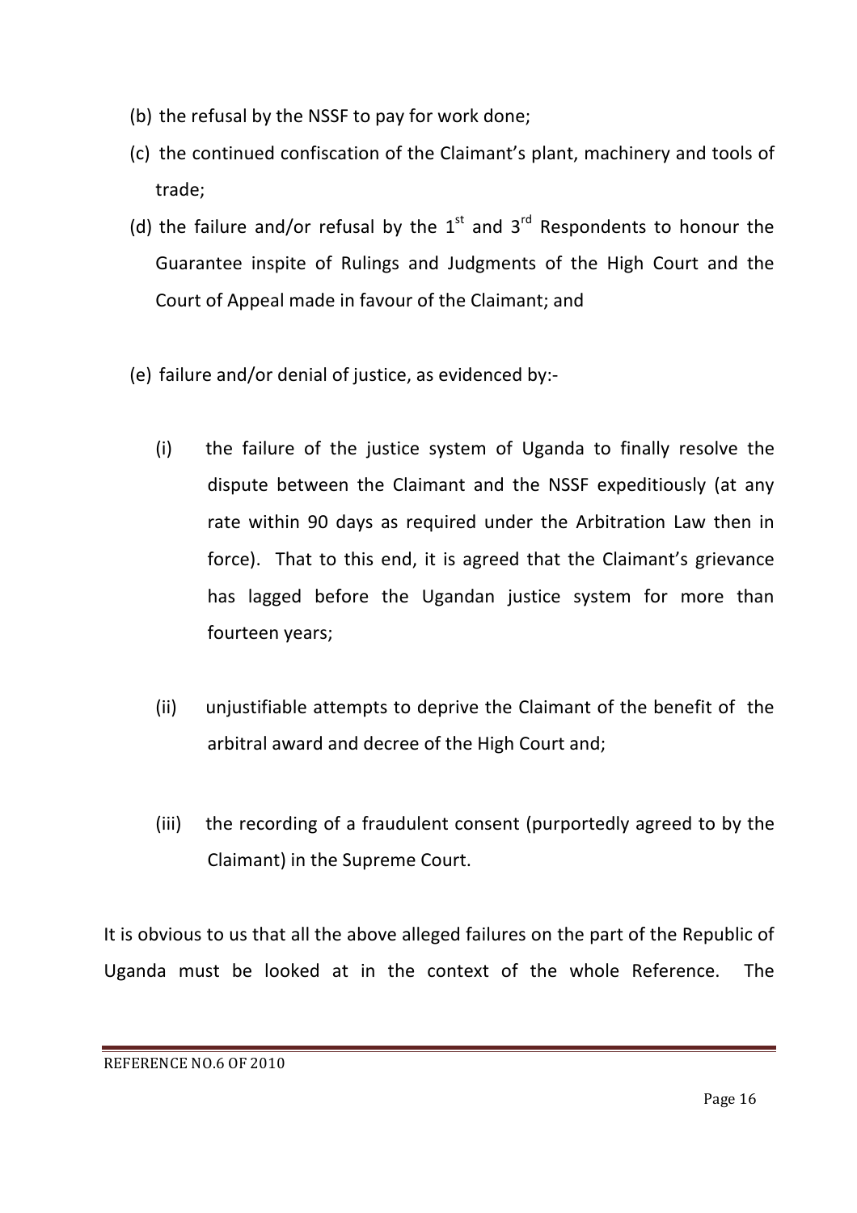(b) the refusal by the NSSF to pay for work done;

(c) the continued confiscation of the Claimant's plant, machinery and tools of trade;

(d) the failure and/or refusal by the 1st and 3rd Respondents to honour the Guarantee inspite of Rulings and Judgments of the High Court and the Court of Appeal made in favour of the Claimant; and

(e) failure and/or denial of justice, as evidenced by:-

  (i) the failure of the justice system of Uganda to finally resolve the dispute between the Claimant and the NSSF expeditiously (at any rate within 90 days as required under the Arbitration Law then in force). That to this end, it is agreed that the Claimant's grievance has lagged before the Ugandan justice system for more than fourteen years;

  (ii) unjustifiable attempts to deprive the Claimant of the benefit of the arbitral award and decree of the High Court and;

  (iii) the recording of a fraudulent consent (purportedly agreed to by the Claimant) in the Supreme Court.

It is obvious to us that all the above alleged failures on the part of the Republic of Uganda must be looked at in the context of the whole Reference. The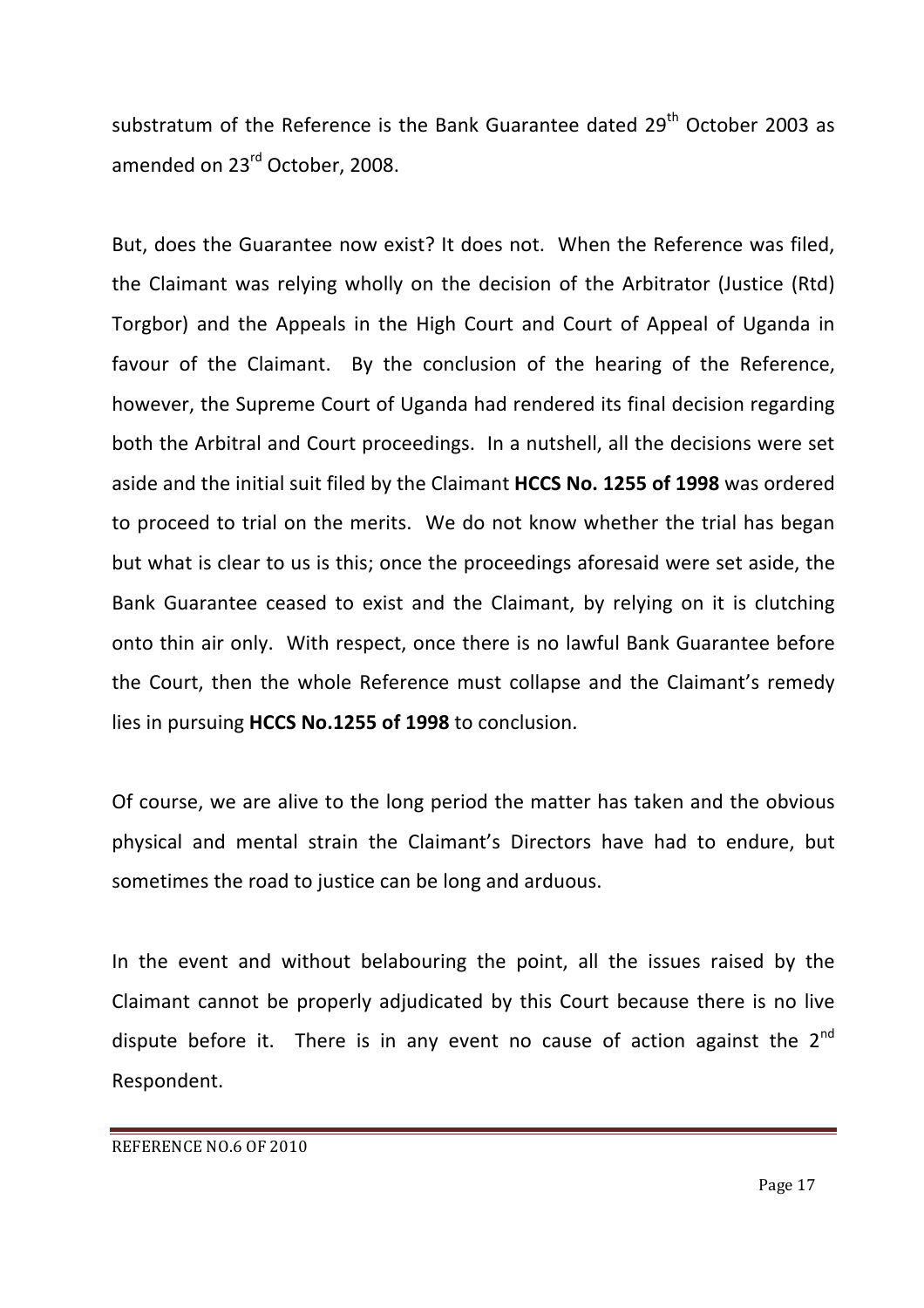substratum of the Reference is the Bank Guarantee dated 29th October 2003 as amended on 23rd October, 2008.

But, does the Guarantee now exist? It does not. When the Reference was filed, the Claimant was relying wholly on the decision of the Arbitrator (Justice (Rtd) Torgbor) and the Appeals in the High Court and Court of Appeal of Uganda in favour of the Claimant. By the conclusion of the hearing of the Reference, however, the Supreme Court of Uganda had rendered its final decision regarding both the Arbitral and Court proceedings. In a nutshell, all the decisions were set aside and the initial suit filed by the Claimant **HCCS No. 1255 of 1998** was ordered to proceed to trial on the merits. We do not know whether the trial has began but what is clear to us is this; once the proceedings aforesaid were set aside, the Bank Guarantee ceased to exist and the Claimant, by relying on it is clutching onto thin air only. With respect, once there is no lawful Bank Guarantee before the Court, then the whole Reference must collapse and the Claimant's remedy lies in pursuing **HCCS No.1255 of 1998** to conclusion.

Of course, we are alive to the long period the matter has taken and the obvious physical and mental strain the Claimant's Directors have had to endure, but sometimes the road to justice can be long and arduous.

In the event and without belabouring the point, all the issues raised by the Claimant cannot be properly adjudicated by this Court because there is no live dispute before it. There is in any event no cause of action against the 2nd Respondent.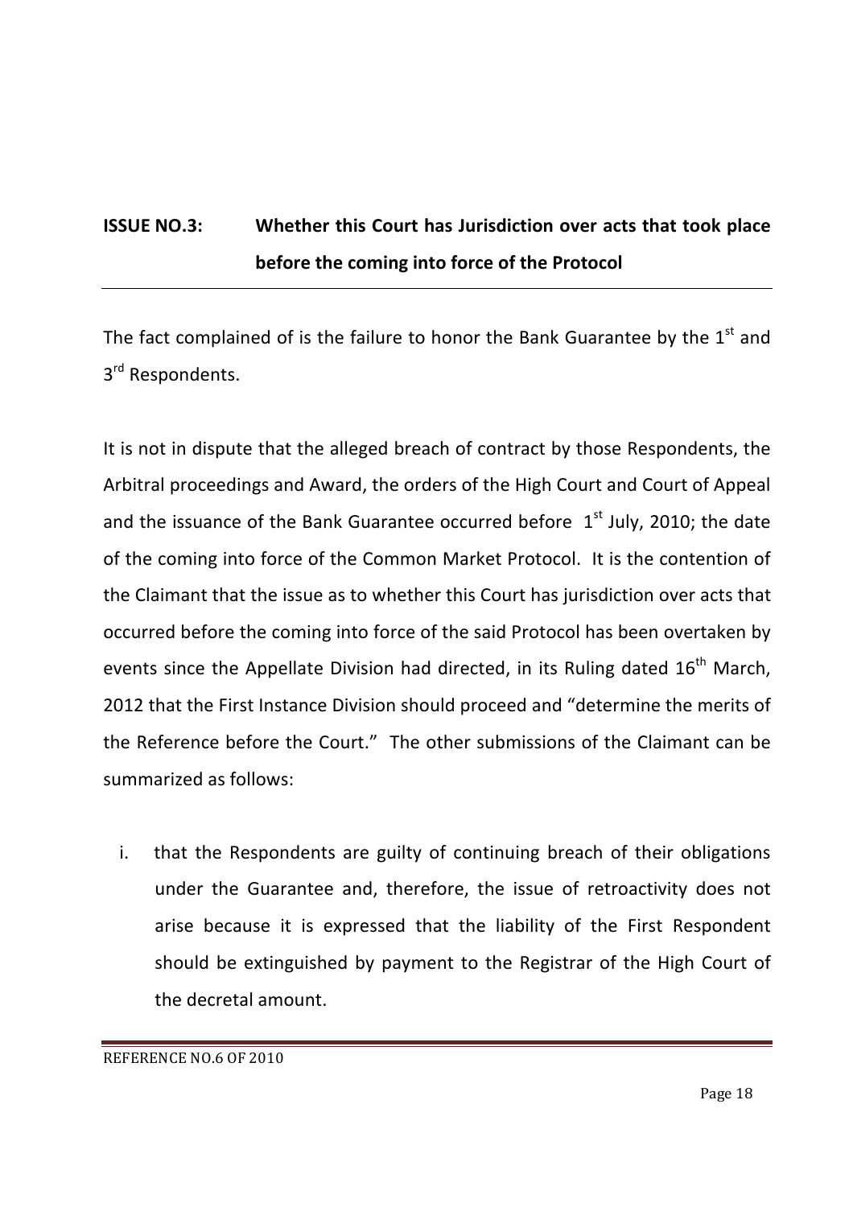**ISSUE NO.3: Whether this Court has Jurisdiction over acts that took place before the coming into force of the Protocol**

The fact complained of is the failure to honor the Bank Guarantee by the 1st and 3rd Respondents.

It is not in dispute that the alleged breach of contract by those Respondents, the Arbitral proceedings and Award, the orders of the High Court and Court of Appeal and the issuance of the Bank Guarantee occurred before 1st July, 2010; the date of the coming into force of the Common Market Protocol. It is the contention of the Claimant that the issue as to whether this Court has jurisdiction over acts that occurred before the coming into force of the said Protocol has been overtaken by events since the Appellate Division had directed, in its Ruling dated 16th March, 2012 that the First Instance Division should proceed and "determine the merits of the Reference before the Court." The other submissions of the Claimant can be summarized as follows:

i. that the Respondents are guilty of continuing breach of their obligations under the Guarantee and, therefore, the issue of retroactivity does not arise because it is expressed that the liability of the First Respondent should be extinguished by payment to the Registrar of the High Court of the decretal amount.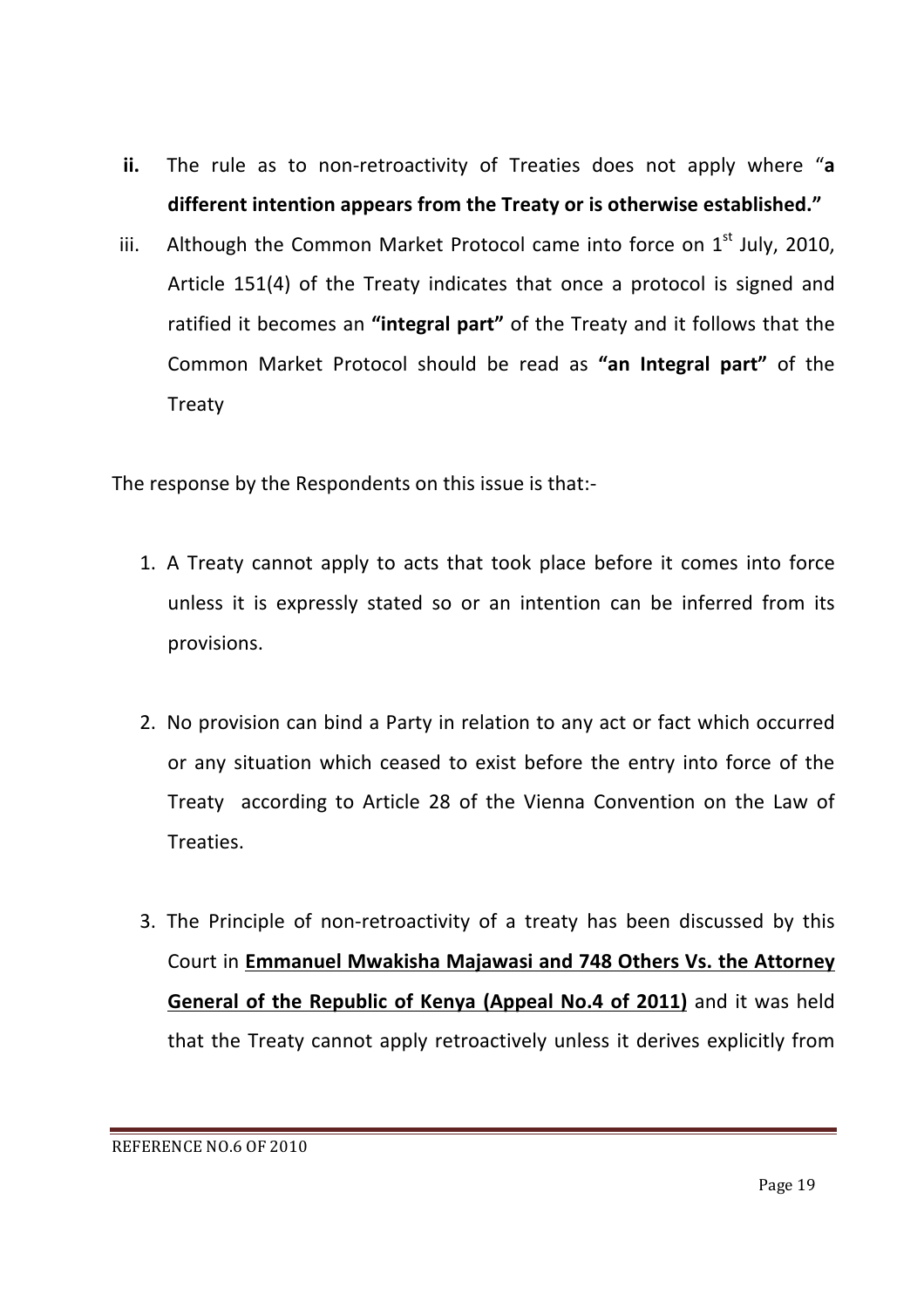ii. The rule as to non-retroactivity of Treaties does not apply where "**a different intention appears from the Treaty or is otherwise established.**"

iii. Although the Common Market Protocol came into force on 1st July, 2010, Article 151(4) of the Treaty indicates that once a protocol is signed and ratified it becomes an **"integral part"** of the Treaty and it follows that the Common Market Protocol should be read as **"an Integral part"** of the Treaty

The response by the Respondents on this issue is that:-

1. A Treaty cannot apply to acts that took place before it comes into force unless it is expressly stated so or an intention can be inferred from its provisions.

2. No provision can bind a Party in relation to any act or fact which occurred or any situation which ceased to exist before the entry into force of the Treaty according to Article 28 of the Vienna Convention on the Law of Treaties.

3. The Principle of non-retroactivity of a treaty has been discussed by this Court in **Emmanuel Mwakisha Majawasi and 748 Others Vs. the Attorney General of the Republic of Kenya (Appeal No.4 of 2011)** and it was held that the Treaty cannot apply retroactively unless it derives explicitly from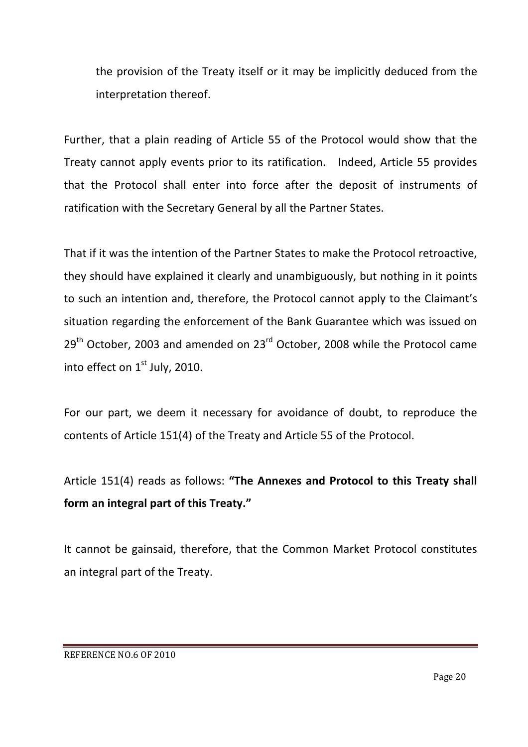the provision of the Treaty itself or it may be implicitly deduced from the interpretation thereof.

Further, that a plain reading of Article 55 of the Protocol would show that the Treaty cannot apply events prior to its ratification. Indeed, Article 55 provides that the Protocol shall enter into force after the deposit of instruments of ratification with the Secretary General by all the Partner States.

That if it was the intention of the Partner States to make the Protocol retroactive, they should have explained it clearly and unambiguously, but nothing in it points to such an intention and, therefore, the Protocol cannot apply to the Claimant's situation regarding the enforcement of the Bank Guarantee which was issued on 29th October, 2003 and amended on 23rd October, 2008 while the Protocol came into effect on 1st July, 2010.

For our part, we deem it necessary for avoidance of doubt, to reproduce the contents of Article 151(4) of the Treaty and Article 55 of the Protocol.

Article 151(4) reads as follows: **"The Annexes and Protocol to this Treaty shall form an integral part of this Treaty."**

It cannot be gainsaid, therefore, that the Common Market Protocol constitutes an integral part of the Treaty.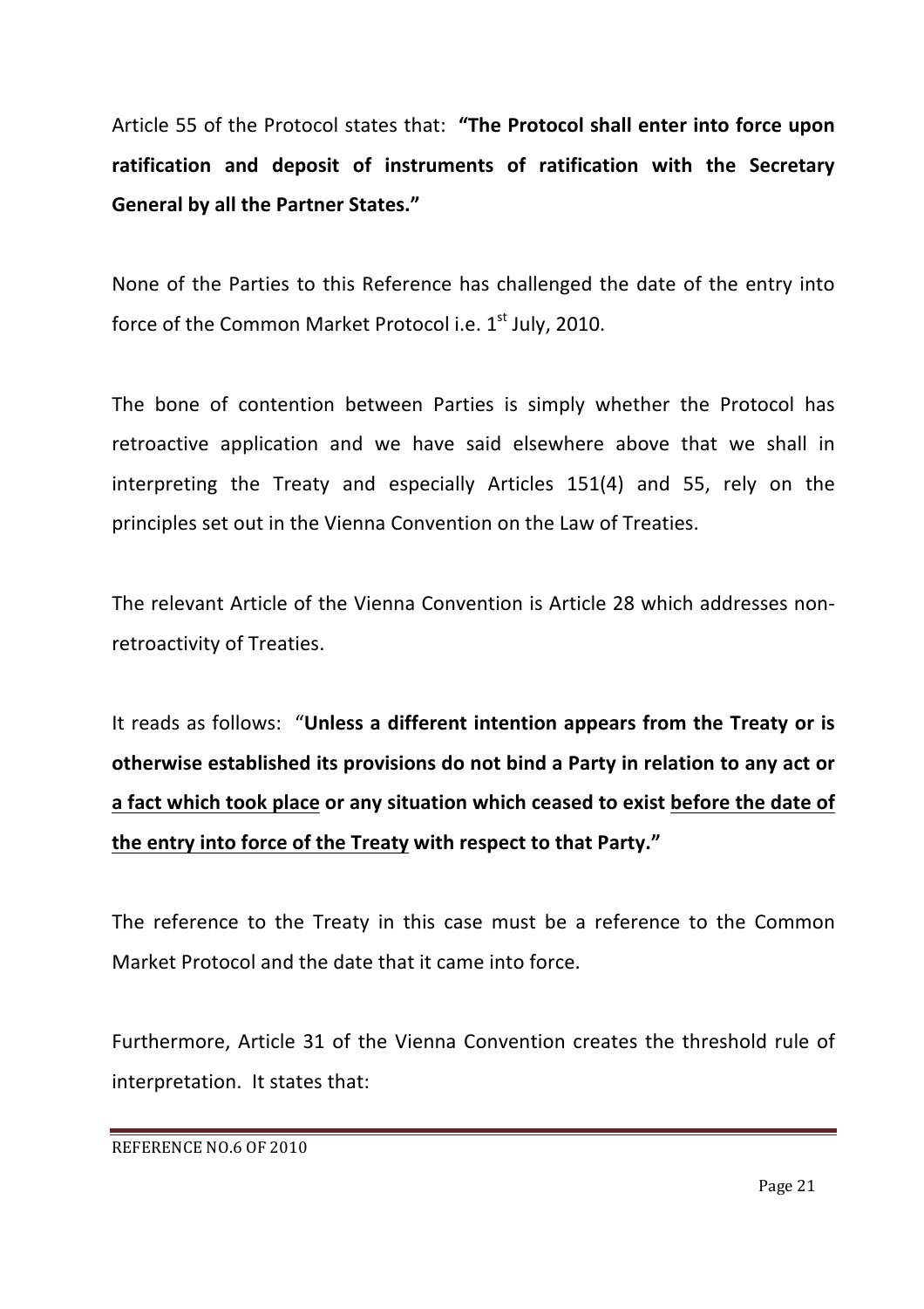Article 55 of the Protocol states that: **"The Protocol shall enter into force upon ratification and deposit of instruments of ratification with the Secretary General by all the Partner States."**

None of the Parties to this Reference has challenged the date of the entry into force of the Common Market Protocol i.e. 1st July, 2010.

The bone of contention between Parties is simply whether the Protocol has retroactive application and we have said elsewhere above that we shall in interpreting the Treaty and especially Articles 151(4) and 55, rely on the principles set out in the Vienna Convention on the Law of Treaties.

The relevant Article of the Vienna Convention is Article 28 which addresses non-retroactivity of Treaties.

It reads as follows: "**Unless a different intention appears from the Treaty or is otherwise established its provisions do not bind a Party in relation to any act or <u>a fact which took place</u> or any situation which ceased to exist <u>before the date of the entry into force of the Treaty</u> with respect to that Party."**

The reference to the Treaty in this case must be a reference to the Common Market Protocol and the date that it came into force.

Furthermore, Article 31 of the Vienna Convention creates the threshold rule of interpretation. It states that: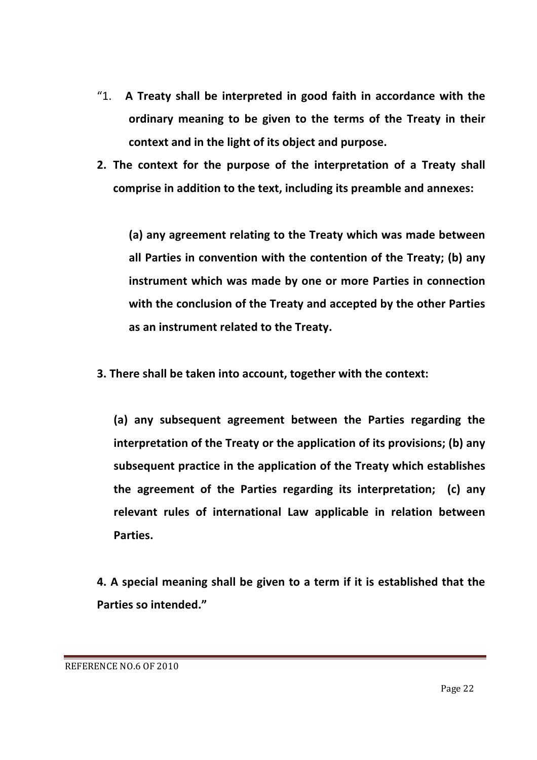"1. **A Treaty shall be interpreted in good faith in accordance with the ordinary meaning to be given to the terms of the Treaty in their context and in the light of its object and purpose.**

**2. The context for the purpose of the interpretation of a Treaty shall comprise in addition to the text, including its preamble and annexes:**

**(a) any agreement relating to the Treaty which was made between all Parties in convention with the contention of the Treaty; (b) any instrument which was made by one or more Parties in connection with the conclusion of the Treaty and accepted by the other Parties as an instrument related to the Treaty.**

**3. There shall be taken into account, together with the context:**

**(a) any subsequent agreement between the Parties regarding the interpretation of the Treaty or the application of its provisions; (b) any subsequent practice in the application of the Treaty which establishes the agreement of the Parties regarding its interpretation; (c) any relevant rules of international Law applicable in relation between Parties.**

**4. A special meaning shall be given to a term if it is established that the Parties so intended."**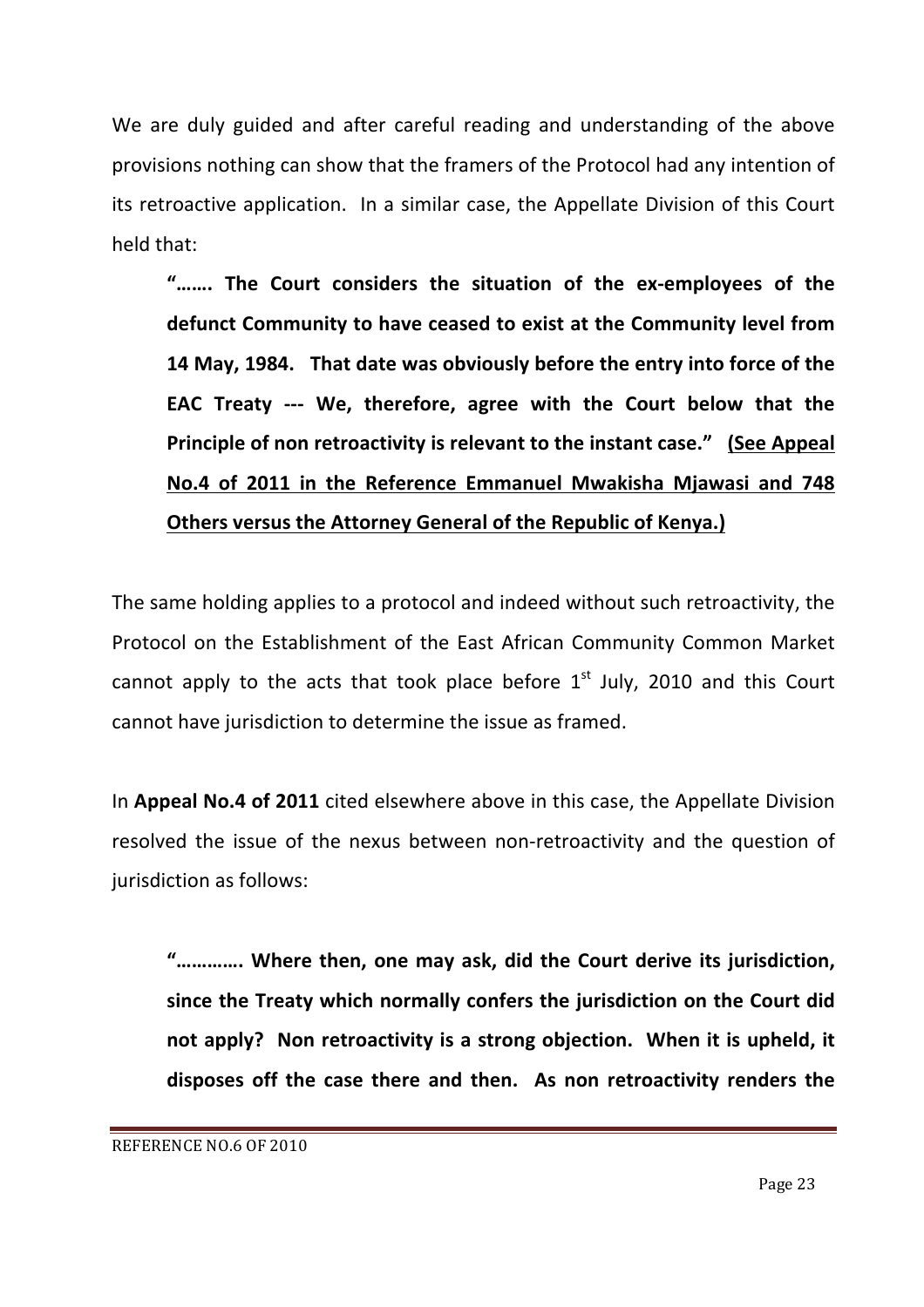We are duly guided and after careful reading and understanding of the above provisions nothing can show that the framers of the Protocol had any intention of its retroactive application. In a similar case, the Appellate Division of this Court held that:

> **"……. The Court considers the situation of the ex-employees of the defunct Community to have ceased to exist at the Community level from 14 May, 1984. That date was obviously before the entry into force of the EAC Treaty --- We, therefore, agree with the Court below that the Principle of non retroactivity is relevant to the instant case." <u>(See Appeal No.4 of 2011 in the Reference Emmanuel Mwakisha Mjawasi and 748 Others versus the Attorney General of the Republic of Kenya.)</u>**

The same holding applies to a protocol and indeed without such retroactivity, the Protocol on the Establishment of the East African Community Common Market cannot apply to the acts that took place before 1st July, 2010 and this Court cannot have jurisdiction to determine the issue as framed.

In **Appeal No.4 of 2011** cited elsewhere above in this case, the Appellate Division resolved the issue of the nexus between non-retroactivity and the question of jurisdiction as follows:

> **"…………. Where then, one may ask, did the Court derive its jurisdiction, since the Treaty which normally confers the jurisdiction on the Court did not apply? Non retroactivity is a strong objection. When it is upheld, it disposes off the case there and then. As non retroactivity renders the**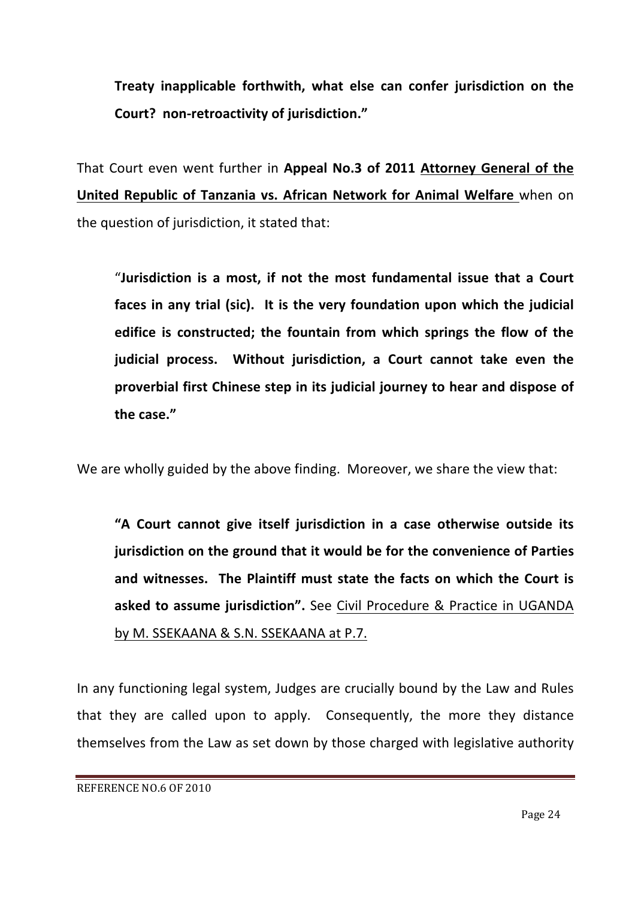**Treaty inapplicable forthwith, what else can confer jurisdiction on the Court? non-retroactivity of jurisdiction."**

That Court even went further in **Appeal No.3 of 2011 <u>Attorney General of the United Republic of Tanzania vs. African Network for Animal Welfare</u>** when on the question of jurisdiction, it stated that:

> "**Jurisdiction is a most, if not the most fundamental issue that a Court faces in any trial (sic). It is the very foundation upon which the judicial edifice is constructed; the fountain from which springs the flow of the judicial process. Without jurisdiction, a Court cannot take even the proverbial first Chinese step in its judicial journey to hear and dispose of the case."**

We are wholly guided by the above finding. Moreover, we share the view that:

> **"A Court cannot give itself jurisdiction in a case otherwise outside its jurisdiction on the ground that it would be for the convenience of Parties and witnesses. The Plaintiff must state the facts on which the Court is asked to assume jurisdiction".** See <u>Civil Procedure & Practice in UGANDA by M. SSEKAANA & S.N. SSEKAANA at P.7.</u>

In any functioning legal system, Judges are crucially bound by the Law and Rules that they are called upon to apply. Consequently, the more they distance themselves from the Law as set down by those charged with legislative authority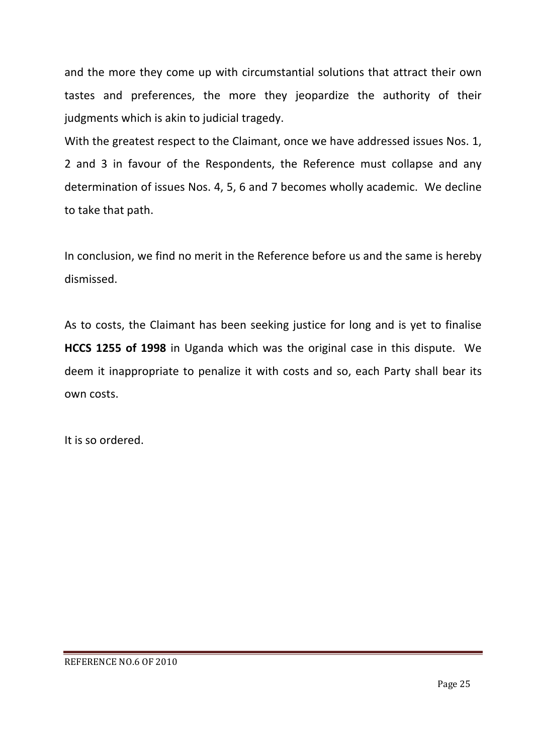and the more they come up with circumstantial solutions that attract their own tastes and preferences, the more they jeopardize the authority of their judgments which is akin to judicial tragedy.

With the greatest respect to the Claimant, once we have addressed issues Nos. 1, 2 and 3 in favour of the Respondents, the Reference must collapse and any determination of issues Nos. 4, 5, 6 and 7 becomes wholly academic. We decline to take that path.

In conclusion, we find no merit in the Reference before us and the same is hereby dismissed.

As to costs, the Claimant has been seeking justice for long and is yet to finalise **HCCS 1255 of 1998** in Uganda which was the original case in this dispute. We deem it inappropriate to penalize it with costs and so, each Party shall bear its own costs.

It is so ordered.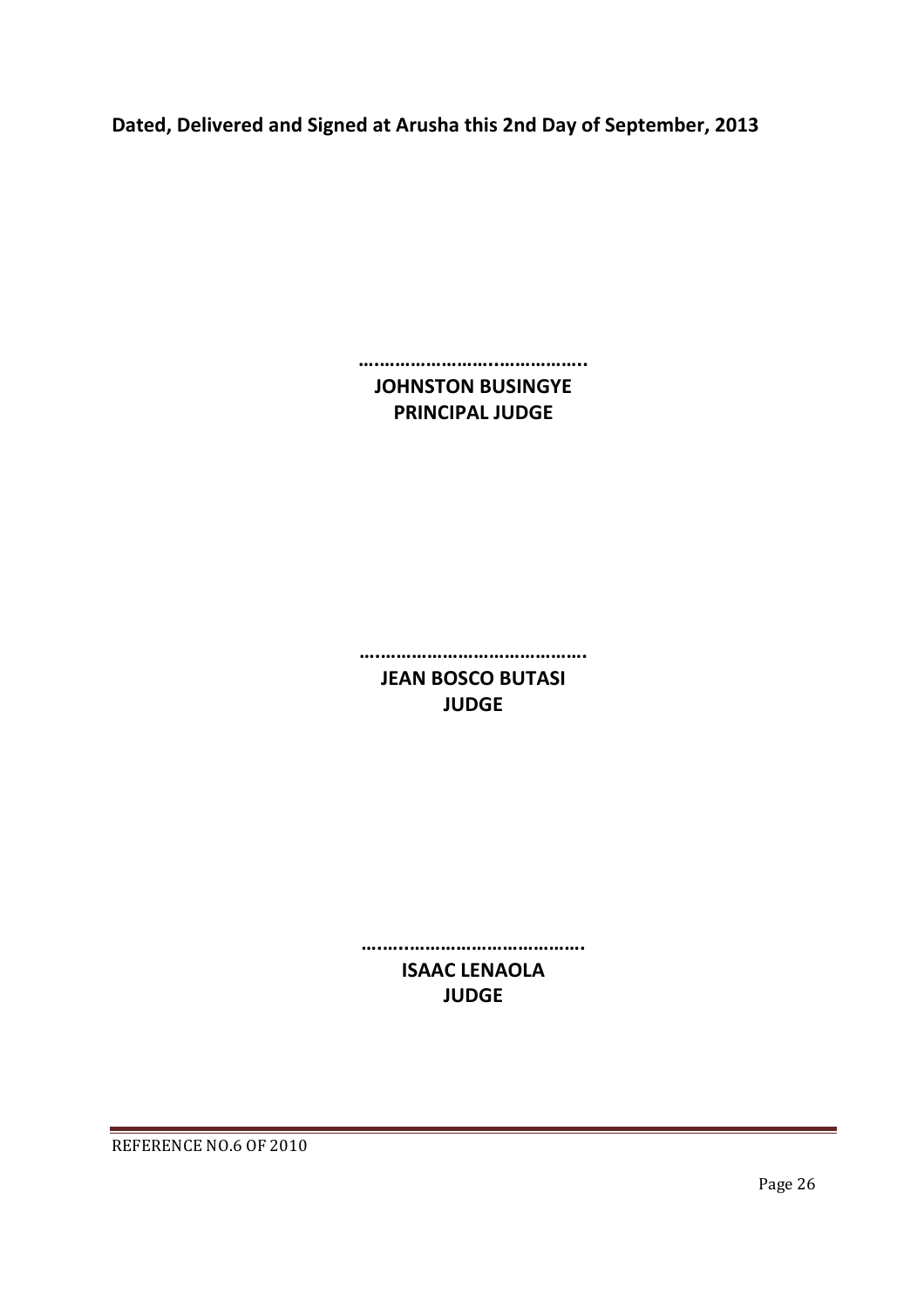**Dated, Delivered and Signed at Arusha this 2nd Day of September, 2013**

……………………..……………..
**JOHNSTON BUSINGYE**
**PRINCIPAL JUDGE**

…….………………………………
**JEAN BOSCO BUTASI**
**JUDGE**

……..……………………………
**ISAAC LENAOLA**
**JUDGE**